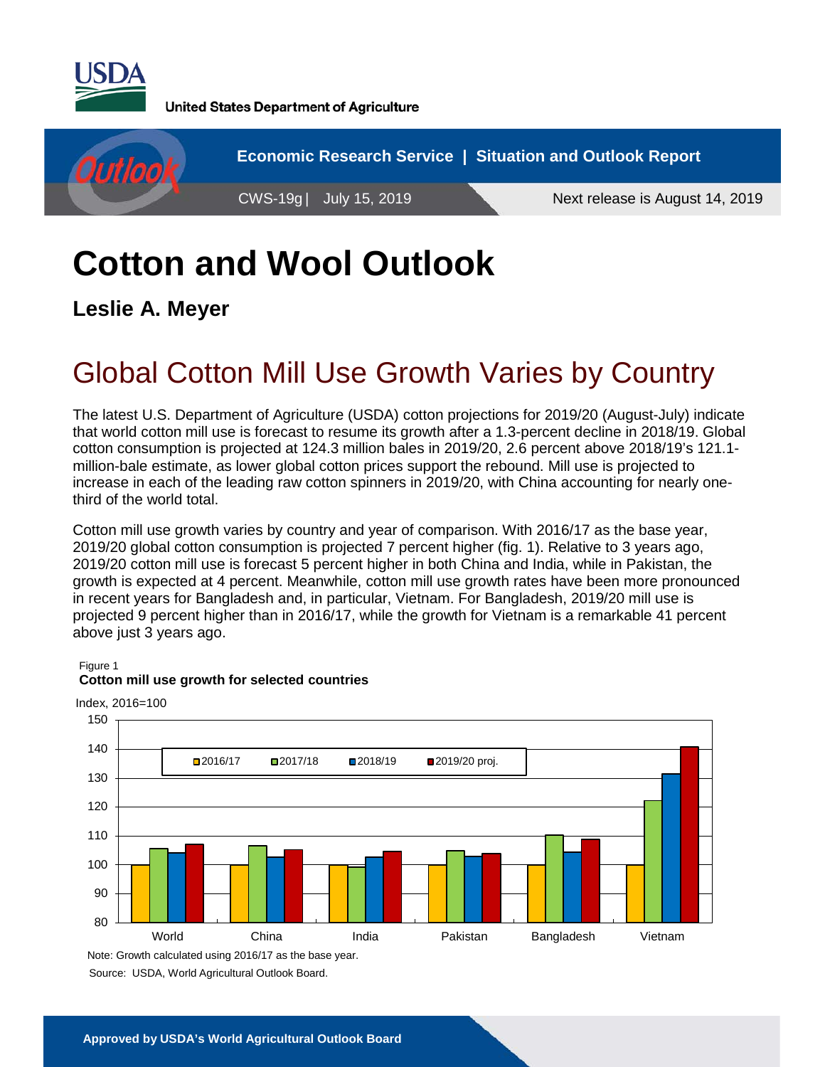United States Department of Agriculture

Economic Research Service | Situation and Outlook Report

CWS-19g | July 15, 2019

Next release is August 14, 2019

# Cotton and Wool Outlook

**Leslie A. Meyer**

## Global Cotton Mill Use Growth Varies by Country

The latest U.S. Department of Agriculture (USDA) cotton projections for 2019/20 (August-July) indicate that world cotton mill use is forecast to resume its growth after a 1.3-percent decline in 2018/19. Global cotton consumption is projected at 124.3 million bales in 2019/20, 2.6 percent above 2018/19's 121.1-million-bale estimate, as lower global cotton prices support the rebound. Mill use is projected to increase in each of the leading raw cotton spinners in 2019/20, with China accounting for nearly one-third of the world total.

Cotton mill use growth varies by country and year of comparison. With 2016/17 as the base year, 2019/20 global cotton consumption is projected 7 percent higher (fig. 1). Relative to 3 years ago, 2019/20 cotton mill use is forecast 5 percent higher in both China and India, while in Pakistan, the growth is expected at 4 percent. Meanwhile, cotton mill use growth rates have been more pronounced in recent years for Bangladesh and, in particular, Vietnam. For Bangladesh, 2019/20 mill use is projected 9 percent higher than in 2016/17, while the growth for Vietnam is a remarkable 41 percent above just 3 years ago.

Figure 1
**Cotton mill use growth for selected countries**

Index, 2016=100

Note: Growth calculated using 2016/17 as the base year.

Source: USDA, World Agricultural Outlook Board.

**Approved by USDA's World Agricultural Outlook Board**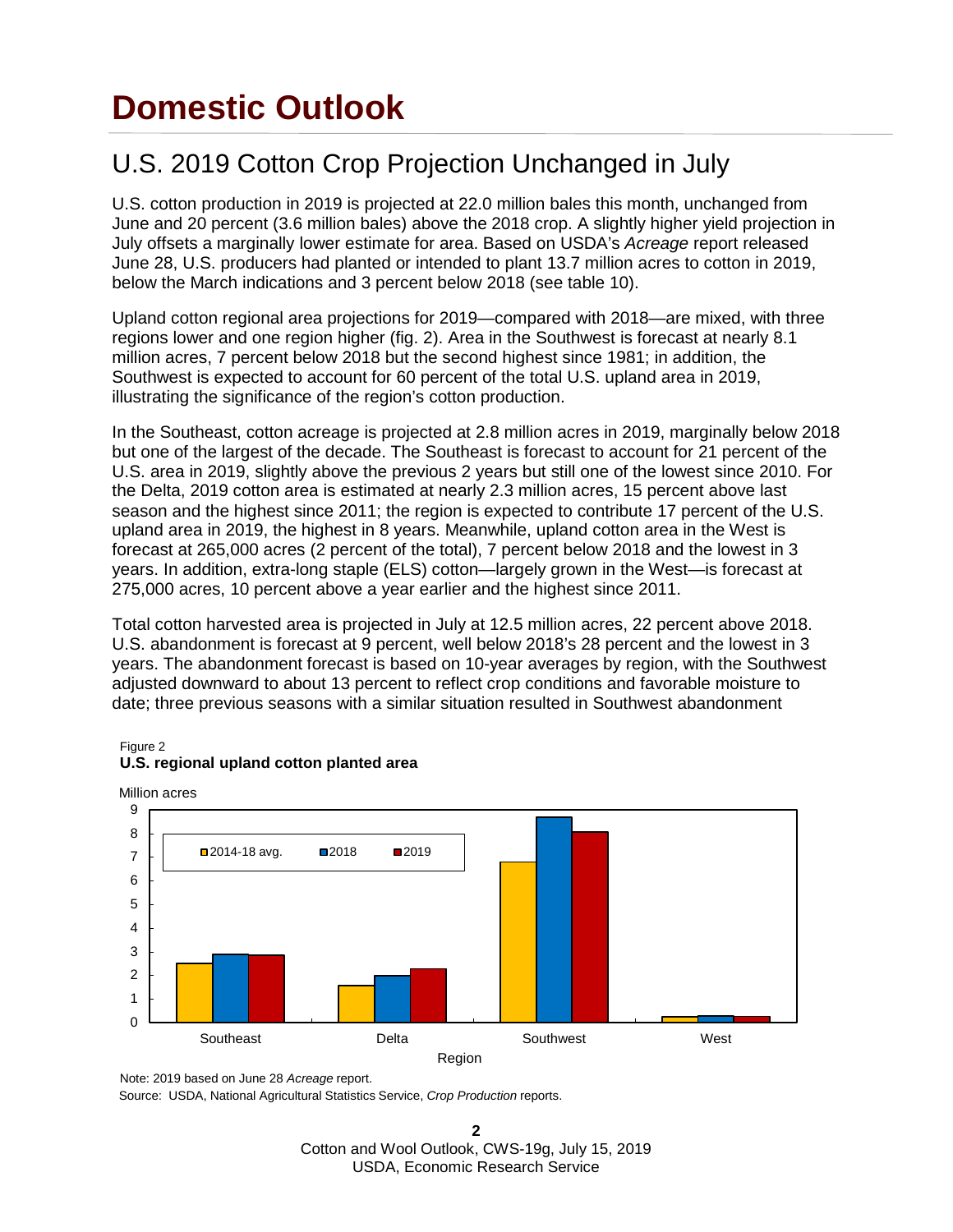# Domestic Outlook

## U.S. 2019 Cotton Crop Projection Unchanged in July

U.S. cotton production in 2019 is projected at 22.0 million bales this month, unchanged from June and 20 percent (3.6 million bales) above the 2018 crop. A slightly higher yield projection in July offsets a marginally lower estimate for area. Based on USDA's *Acreage* report released June 28, U.S. producers had planted or intended to plant 13.7 million acres to cotton in 2019, below the March indications and 3 percent below 2018 (see table 10).

Upland cotton regional area projections for 2019—compared with 2018—are mixed, with three regions lower and one region higher (fig. 2). Area in the Southwest is forecast at nearly 8.1 million acres, 7 percent below 2018 but the second highest since 1981; in addition, the Southwest is expected to account for 60 percent of the total U.S. upland area in 2019, illustrating the significance of the region's cotton production.

In the Southeast, cotton acreage is projected at 2.8 million acres in 2019, marginally below 2018 but one of the largest of the decade. The Southeast is forecast to account for 21 percent of the U.S. area in 2019, slightly above the previous 2 years but still one of the lowest since 2010. For the Delta, 2019 cotton area is estimated at nearly 2.3 million acres, 15 percent above last season and the highest since 2011; the region is expected to contribute 17 percent of the U.S. upland area in 2019, the highest in 8 years. Meanwhile, upland cotton area in the West is forecast at 265,000 acres (2 percent of the total), 7 percent below 2018 and the lowest in 3 years. In addition, extra-long staple (ELS) cotton—largely grown in the West—is forecast at 275,000 acres, 10 percent above a year earlier and the highest since 2011.

Total cotton harvested area is projected in July at 12.5 million acres, 22 percent above 2018. U.S. abandonment is forecast at 9 percent, well below 2018's 28 percent and the lowest in 3 years. The abandonment forecast is based on 10-year averages by region, with the Southwest adjusted downward to about 13 percent to reflect crop conditions and favorable moisture to date; three previous seasons with a similar situation resulted in Southwest abandonment

Figure 2
**U.S. regional upland cotton planted area**

Million acres

| Region | 2014-18 avg. | 2018 | 2019 |
|---|---|---|---|
| Southeast | ~2.5 | ~2.9 | ~2.8 |
| Delta | ~1.6 | ~2.0 | ~2.3 |
| Southwest | ~6.8 | ~8.7 | ~8.1 |
| West | ~0.2 | ~0.3 | ~0.3 |

Note: 2019 based on June 28 *Acreage* report.

Source: USDA, National Agricultural Statistics Service, *Crop Production* reports.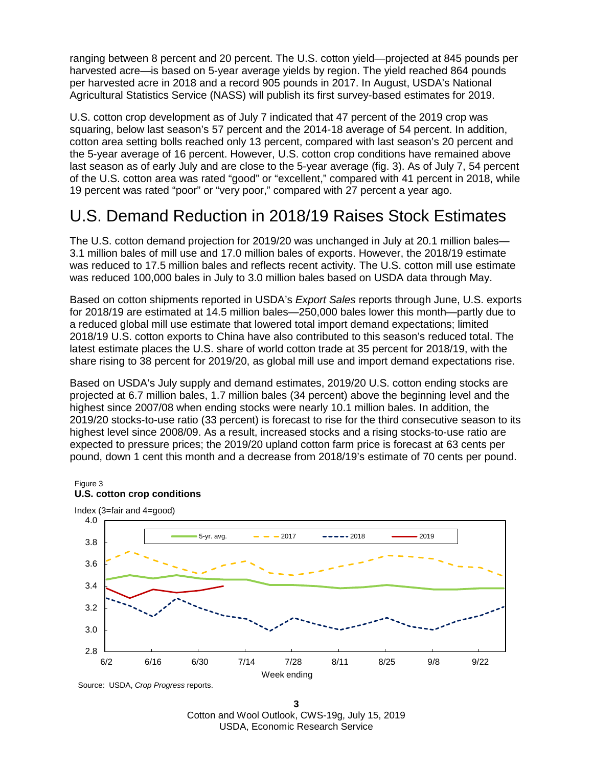ranging between 8 percent and 20 percent. The U.S. cotton yield—projected at 845 pounds per harvested acre—is based on 5-year average yields by region. The yield reached 864 pounds per harvested acre in 2018 and a record 905 pounds in 2017. In August, USDA's National Agricultural Statistics Service (NASS) will publish its first survey-based estimates for 2019.

U.S. cotton crop development as of July 7 indicated that 47 percent of the 2019 crop was squaring, below last season's 57 percent and the 2014-18 average of 54 percent. In addition, cotton area setting bolls reached only 13 percent, compared with last season's 20 percent and the 5-year average of 16 percent. However, U.S. cotton crop conditions have remained above last season as of early July and are close to the 5-year average (fig. 3). As of July 7, 54 percent of the U.S. cotton area was rated "good" or "excellent," compared with 41 percent in 2018, while 19 percent was rated "poor" or "very poor," compared with 27 percent a year ago.

## U.S. Demand Reduction in 2018/19 Raises Stock Estimates

The U.S. cotton demand projection for 2019/20 was unchanged in July at 20.1 million bales—3.1 million bales of mill use and 17.0 million bales of exports. However, the 2018/19 estimate was reduced to 17.5 million bales and reflects recent activity. The U.S. cotton mill use estimate was reduced 100,000 bales in July to 3.0 million bales based on USDA data through May.

Based on cotton shipments reported in USDA's *Export Sales* reports through June, U.S. exports for 2018/19 are estimated at 14.5 million bales—250,000 bales lower this month—partly due to a reduced global mill use estimate that lowered total import demand expectations; limited 2018/19 U.S. cotton exports to China have also contributed to this season's reduced total. The latest estimate places the U.S. share of world cotton trade at 35 percent for 2018/19, with the share rising to 38 percent for 2019/20, as global mill use and import demand expectations rise.

Based on USDA's July supply and demand estimates, 2019/20 U.S. cotton ending stocks are projected at 6.7 million bales, 1.7 million bales (34 percent) above the beginning level and the highest since 2007/08 when ending stocks were nearly 10.1 million bales. In addition, the 2019/20 stocks-to-use ratio (33 percent) is forecast to rise for the third consecutive season to its highest level since 2008/09. As a result, increased stocks and a rising stocks-to-use ratio are expected to pressure prices; the 2019/20 upland cotton farm price is forecast at 63 cents per pound, down 1 cent this month and a decrease from 2018/19's estimate of 70 cents per pound.

Figure 3
**U.S. cotton crop conditions**

Source: USDA, *Crop Progress* reports.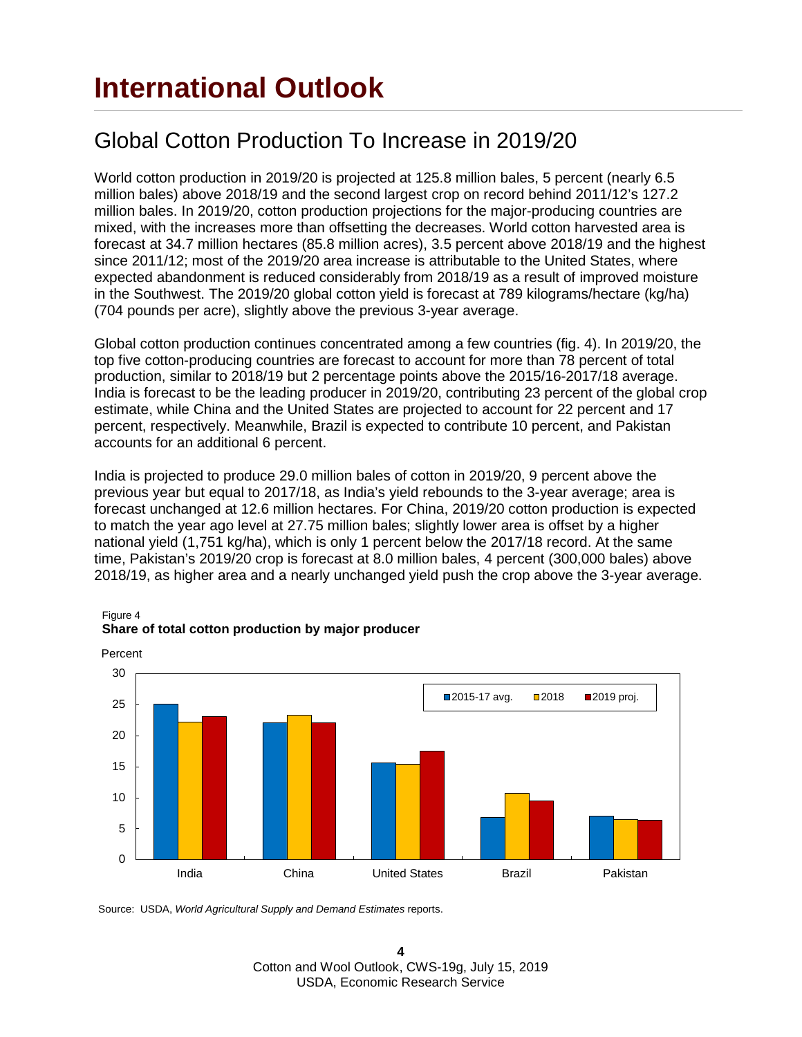# International Outlook

## Global Cotton Production To Increase in 2019/20

World cotton production in 2019/20 is projected at 125.8 million bales, 5 percent (nearly 6.5 million bales) above 2018/19 and the second largest crop on record behind 2011/12's 127.2 million bales. In 2019/20, cotton production projections for the major-producing countries are mixed, with the increases more than offsetting the decreases. World cotton harvested area is forecast at 34.7 million hectares (85.8 million acres), 3.5 percent above 2018/19 and the highest since 2011/12; most of the 2019/20 area increase is attributable to the United States, where expected abandonment is reduced considerably from 2018/19 as a result of improved moisture in the Southwest. The 2019/20 global cotton yield is forecast at 789 kilograms/hectare (kg/ha) (704 pounds per acre), slightly above the previous 3-year average.

Global cotton production continues concentrated among a few countries (fig. 4). In 2019/20, the top five cotton-producing countries are forecast to account for more than 78 percent of total production, similar to 2018/19 but 2 percentage points above the 2015/16-2017/18 average. India is forecast to be the leading producer in 2019/20, contributing 23 percent of the global crop estimate, while China and the United States are projected to account for 22 percent and 17 percent, respectively. Meanwhile, Brazil is expected to contribute 10 percent, and Pakistan accounts for an additional 6 percent.

India is projected to produce 29.0 million bales of cotton in 2019/20, 9 percent above the previous year but equal to 2017/18, as India's yield rebounds to the 3-year average; area is forecast unchanged at 12.6 million hectares. For China, 2019/20 cotton production is expected to match the year ago level at 27.75 million bales; slightly lower area is offset by a higher national yield (1,751 kg/ha), which is only 1 percent below the 2017/18 record. At the same time, Pakistan's 2019/20 crop is forecast at 8.0 million bales, 4 percent (300,000 bales) above 2018/19, as higher area and a nearly unchanged yield push the crop above the 3-year average.

Figure 4
**Share of total cotton production by major producer**

Percent

| | 2015-17 avg. | 2018 | 2019 proj. |
|---|---|---|---|
| India | 25 | 22 | 23 |
| China | 22 | 23 | 22 |
| United States | 16 | 15 | 17 |
| Brazil | 7 | 11 | 10 |
| Pakistan | 7 | 7 | 6 |

Source: USDA, *World Agricultural Supply and Demand Estimates* reports.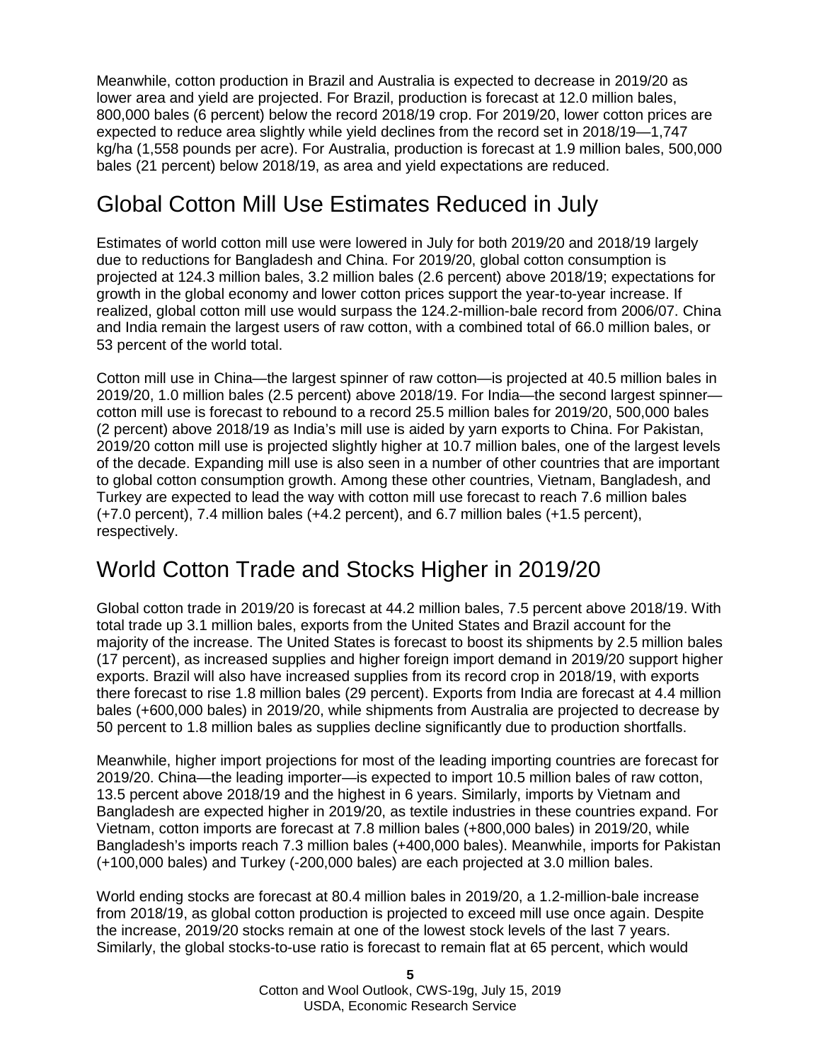Meanwhile, cotton production in Brazil and Australia is expected to decrease in 2019/20 as lower area and yield are projected. For Brazil, production is forecast at 12.0 million bales, 800,000 bales (6 percent) below the record 2018/19 crop. For 2019/20, lower cotton prices are expected to reduce area slightly while yield declines from the record set in 2018/19—1,747 kg/ha (1,558 pounds per acre). For Australia, production is forecast at 1.9 million bales, 500,000 bales (21 percent) below 2018/19, as area and yield expectations are reduced.

## Global Cotton Mill Use Estimates Reduced in July

Estimates of world cotton mill use were lowered in July for both 2019/20 and 2018/19 largely due to reductions for Bangladesh and China. For 2019/20, global cotton consumption is projected at 124.3 million bales, 3.2 million bales (2.6 percent) above 2018/19; expectations for growth in the global economy and lower cotton prices support the year-to-year increase. If realized, global cotton mill use would surpass the 124.2-million-bale record from 2006/07. China and India remain the largest users of raw cotton, with a combined total of 66.0 million bales, or 53 percent of the world total.

Cotton mill use in China—the largest spinner of raw cotton—is projected at 40.5 million bales in 2019/20, 1.0 million bales (2.5 percent) above 2018/19. For India—the second largest spinner—cotton mill use is forecast to rebound to a record 25.5 million bales for 2019/20, 500,000 bales (2 percent) above 2018/19 as India's mill use is aided by yarn exports to China. For Pakistan, 2019/20 cotton mill use is projected slightly higher at 10.7 million bales, one of the largest levels of the decade. Expanding mill use is also seen in a number of other countries that are important to global cotton consumption growth. Among these other countries, Vietnam, Bangladesh, and Turkey are expected to lead the way with cotton mill use forecast to reach 7.6 million bales (+7.0 percent), 7.4 million bales (+4.2 percent), and 6.7 million bales (+1.5 percent), respectively.

## World Cotton Trade and Stocks Higher in 2019/20

Global cotton trade in 2019/20 is forecast at 44.2 million bales, 7.5 percent above 2018/19. With total trade up 3.1 million bales, exports from the United States and Brazil account for the majority of the increase. The United States is forecast to boost its shipments by 2.5 million bales (17 percent), as increased supplies and higher foreign import demand in 2019/20 support higher exports. Brazil will also have increased supplies from its record crop in 2018/19, with exports there forecast to rise 1.8 million bales (29 percent). Exports from India are forecast at 4.4 million bales (+600,000 bales) in 2019/20, while shipments from Australia are projected to decrease by 50 percent to 1.8 million bales as supplies decline significantly due to production shortfalls.

Meanwhile, higher import projections for most of the leading importing countries are forecast for 2019/20. China—the leading importer—is expected to import 10.5 million bales of raw cotton, 13.5 percent above 2018/19 and the highest in 6 years. Similarly, imports by Vietnam and Bangladesh are expected higher in 2019/20, as textile industries in these countries expand. For Vietnam, cotton imports are forecast at 7.8 million bales (+800,000 bales) in 2019/20, while Bangladesh's imports reach 7.3 million bales (+400,000 bales). Meanwhile, imports for Pakistan (+100,000 bales) and Turkey (-200,000 bales) are each projected at 3.0 million bales.

World ending stocks are forecast at 80.4 million bales in 2019/20, a 1.2-million-bale increase from 2018/19, as global cotton production is projected to exceed mill use once again. Despite the increase, 2019/20 stocks remain at one of the lowest stock levels of the last 7 years. Similarly, the global stocks-to-use ratio is forecast to remain flat at 65 percent, which would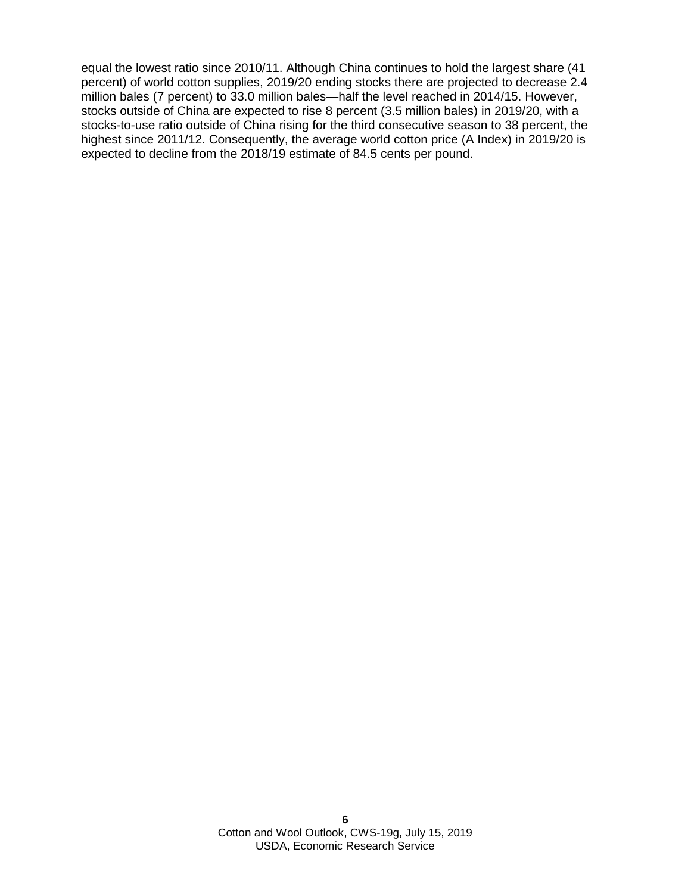equal the lowest ratio since 2010/11. Although China continues to hold the largest share (41 percent) of world cotton supplies, 2019/20 ending stocks there are projected to decrease 2.4 million bales (7 percent) to 33.0 million bales—half the level reached in 2014/15. However, stocks outside of China are expected to rise 8 percent (3.5 million bales) in 2019/20, with a stocks-to-use ratio outside of China rising for the third consecutive season to 38 percent, the highest since 2011/12. Consequently, the average world cotton price (A Index) in 2019/20 is expected to decline from the 2018/19 estimate of 84.5 cents per pound.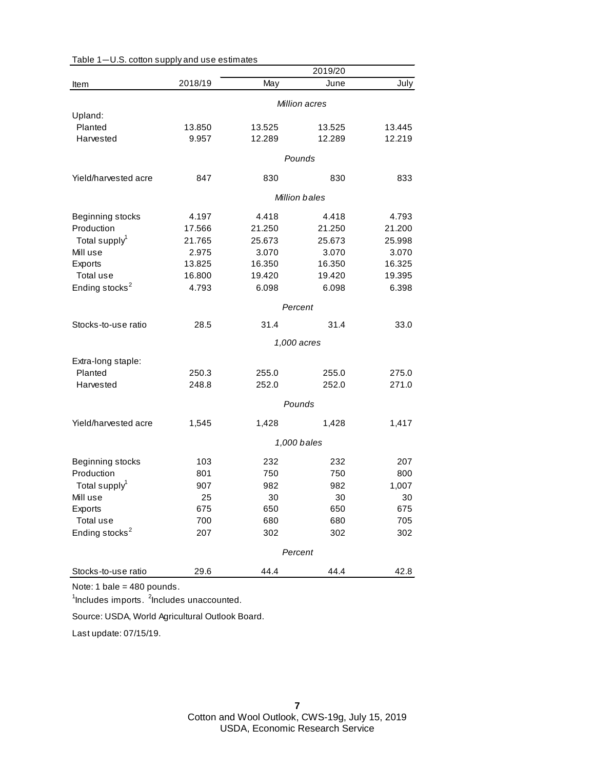Table 1—U.S. cotton supply and use estimates

| Item | 2018/19 | 2019/20 May | 2019/20 June | 2019/20 July |
|---|---|---|---|---|
| | | *Million acres* | | |
| Upland: | | | | |
| Planted | 13.850 | 13.525 | 13.525 | 13.445 |
| Harvested | 9.957 | 12.289 | 12.289 | 12.219 |
| | | *Pounds* | | |
| Yield/harvested acre | 847 | 830 | 830 | 833 |
| | | *Million bales* | | |
| Beginning stocks | 4.197 | 4.418 | 4.418 | 4.793 |
| Production | 17.566 | 21.250 | 21.250 | 21.200 |
| Total supply[1] | 21.765 | 25.673 | 25.673 | 25.998 |
| Mill use | 2.975 | 3.070 | 3.070 | 3.070 |
| Exports | 13.825 | 16.350 | 16.350 | 16.325 |
| Total use | 16.800 | 19.420 | 19.420 | 19.395 |
| Ending stocks[2] | 4.793 | 6.098 | 6.098 | 6.398 |
| | | *Percent* | | |
| Stocks-to-use ratio | 28.5 | 31.4 | 31.4 | 33.0 |
| | | *1,000 acres* | | |
| Extra-long staple: | | | | |
| Planted | 250.3 | 255.0 | 255.0 | 275.0 |
| Harvested | 248.8 | 252.0 | 252.0 | 271.0 |
| | | *Pounds* | | |
| Yield/harvested acre | 1,545 | 1,428 | 1,428 | 1,417 |
| | | *1,000 bales* | | |
| Beginning stocks | 103 | 232 | 232 | 207 |
| Production | 801 | 750 | 750 | 800 |
| Total supply[1] | 907 | 982 | 982 | 1,007 |
| Mill use | 25 | 30 | 30 | 30 |
| Exports | 675 | 650 | 650 | 675 |
| Total use | 700 | 680 | 680 | 705 |
| Ending stocks[2] | 207 | 302 | 302 | 302 |
| | | *Percent* | | |
| Stocks-to-use ratio | 29.6 | 44.4 | 44.4 | 42.8 |

Note: 1 bale = 480 pounds.

[1]Includes imports. [2]Includes unaccounted.

Source: USDA, World Agricultural Outlook Board.

Last update: 07/15/19.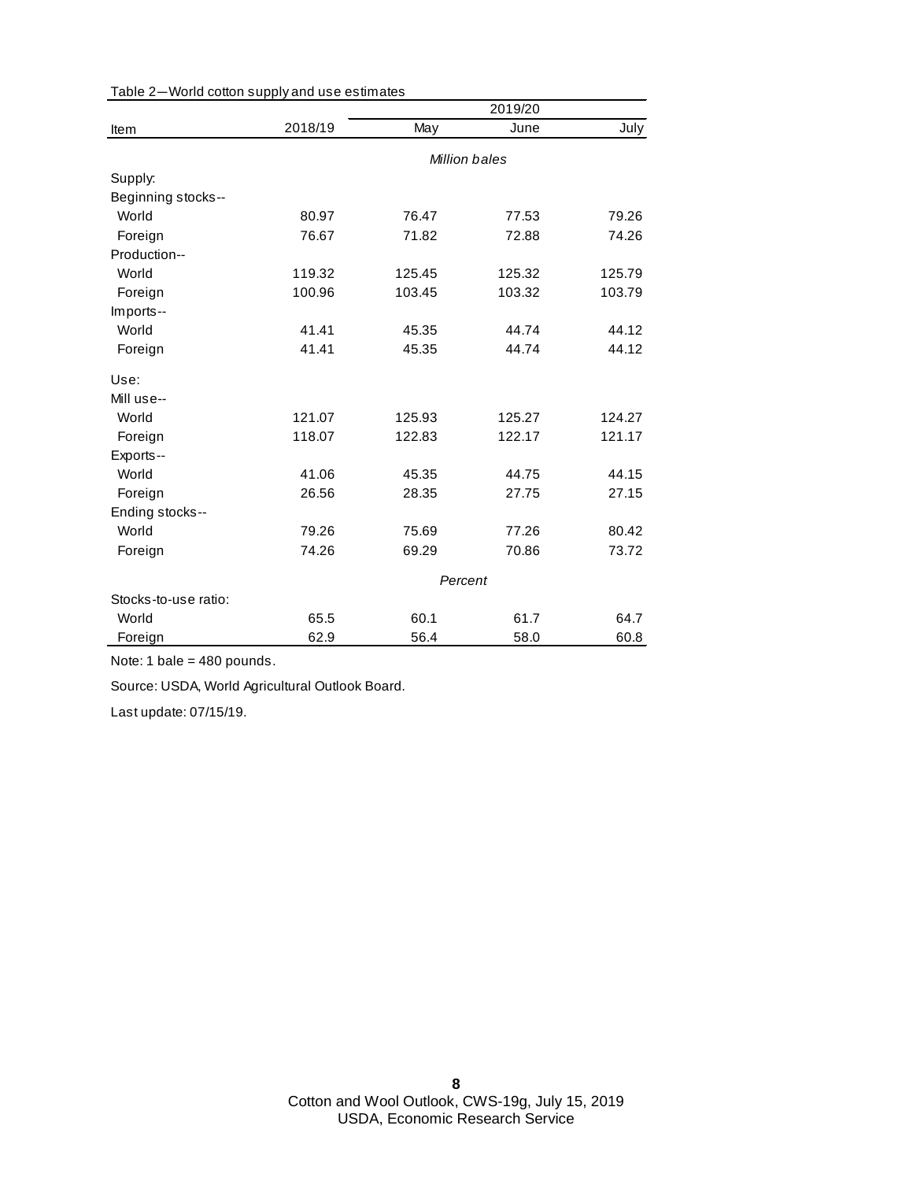Table 2—World cotton supply and use estimates

| Item | 2018/19 | 2019/20 | | |
|---|---|---|---|---|
| | | May | June | July |
| | | *Million bales* | | |
| Supply: | | | | |
| Beginning stocks-- | | | | |
| World | 80.97 | 76.47 | 77.53 | 79.26 |
| Foreign | 76.67 | 71.82 | 72.88 | 74.26 |
| Production-- | | | | |
| World | 119.32 | 125.45 | 125.32 | 125.79 |
| Foreign | 100.96 | 103.45 | 103.32 | 103.79 |
| Imports-- | | | | |
| World | 41.41 | 45.35 | 44.74 | 44.12 |
| Foreign | 41.41 | 45.35 | 44.74 | 44.12 |
| Use: | | | | |
| Mill use-- | | | | |
| World | 121.07 | 125.93 | 125.27 | 124.27 |
| Foreign | 118.07 | 122.83 | 122.17 | 121.17 |
| Exports-- | | | | |
| World | 41.06 | 45.35 | 44.75 | 44.15 |
| Foreign | 26.56 | 28.35 | 27.75 | 27.15 |
| Ending stocks-- | | | | |
| World | 79.26 | 75.69 | 77.26 | 80.42 |
| Foreign | 74.26 | 69.29 | 70.86 | 73.72 |
| | | *Percent* | | |
| Stocks-to-use ratio: | | | | |
| World | 65.5 | 60.1 | 61.7 | 64.7 |
| Foreign | 62.9 | 56.4 | 58.0 | 60.8 |

Note: 1 bale = 480 pounds.

Source: USDA, World Agricultural Outlook Board.

Last update: 07/15/19.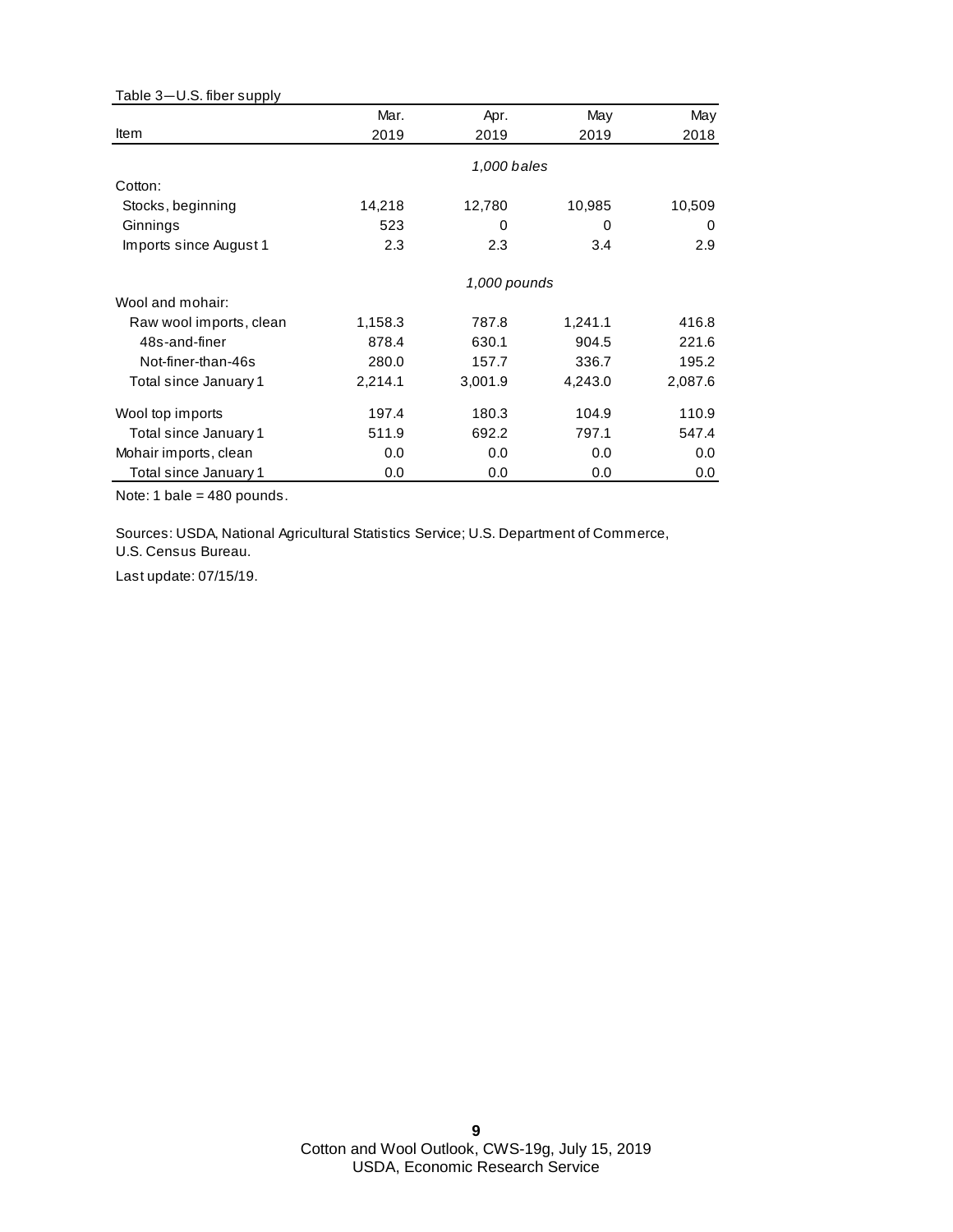Table 3—U.S. fiber supply

| Item | Mar. 2019 | Apr. 2019 | May 2019 | May 2018 |
|---|---|---|---|---|
| | | *1,000 bales* | | |
| Cotton: | | | | |
| Stocks, beginning | 14,218 | 12,780 | 10,985 | 10,509 |
| Ginnings | 523 | 0 | 0 | 0 |
| Imports since August 1 | 2.3 | 2.3 | 3.4 | 2.9 |
| | | *1,000 pounds* | | |
| Wool and mohair: | | | | |
| Raw wool imports, clean | 1,158.3 | 787.8 | 1,241.1 | 416.8 |
| 48s-and-finer | 878.4 | 630.1 | 904.5 | 221.6 |
| Not-finer-than-46s | 280.0 | 157.7 | 336.7 | 195.2 |
| Total since January 1 | 2,214.1 | 3,001.9 | 4,243.0 | 2,087.6 |
| Wool top imports | 197.4 | 180.3 | 104.9 | 110.9 |
| Total since January 1 | 511.9 | 692.2 | 797.1 | 547.4 |
| Mohair imports, clean | 0.0 | 0.0 | 0.0 | 0.0 |
| Total since January 1 | 0.0 | 0.0 | 0.0 | 0.0 |

Note: 1 bale = 480 pounds.

Sources: USDA, National Agricultural Statistics Service; U.S. Department of Commerce, U.S. Census Bureau.

Last update: 07/15/19.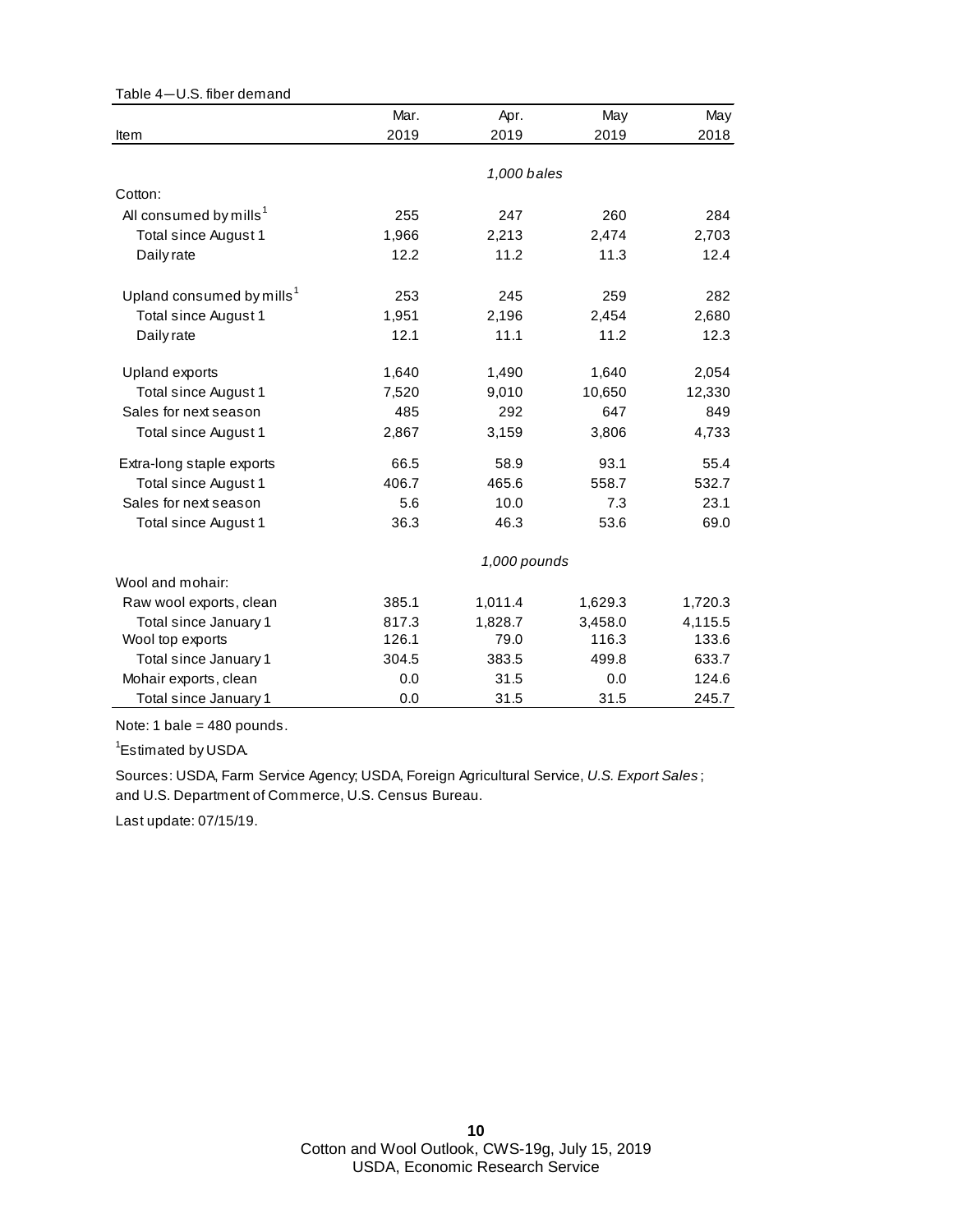Table 4—U.S. fiber demand

| Item | Mar. 2019 | Apr. 2019 | May 2019 | May 2018 |
|---|---|---|---|---|
| | *1,000 bales* | | | |
| Cotton: | | | | |
| All consumed by mills[1] | 255 | 247 | 260 | 284 |
| Total since August 1 | 1,966 | 2,213 | 2,474 | 2,703 |
| Daily rate | 12.2 | 11.2 | 11.3 | 12.4 |
| Upland consumed by mills[1] | 253 | 245 | 259 | 282 |
| Total since August 1 | 1,951 | 2,196 | 2,454 | 2,680 |
| Daily rate | 12.1 | 11.1 | 11.2 | 12.3 |
| Upland exports | 1,640 | 1,490 | 1,640 | 2,054 |
| Total since August 1 | 7,520 | 9,010 | 10,650 | 12,330 |
| Sales for next season | 485 | 292 | 647 | 849 |
| Total since August 1 | 2,867 | 3,159 | 3,806 | 4,733 |
| Extra-long staple exports | 66.5 | 58.9 | 93.1 | 55.4 |
| Total since August 1 | 406.7 | 465.6 | 558.7 | 532.7 |
| Sales for next season | 5.6 | 10.0 | 7.3 | 23.1 |
| Total since August 1 | 36.3 | 46.3 | 53.6 | 69.0 |
| | *1,000 pounds* | | | |
| Wool and mohair: | | | | |
| Raw wool exports, clean | 385.1 | 1,011.4 | 1,629.3 | 1,720.3 |
| Total since January 1 | 817.3 | 1,828.7 | 3,458.0 | 4,115.5 |
| Wool top exports | 126.1 | 79.0 | 116.3 | 133.6 |
| Total since January 1 | 304.5 | 383.5 | 499.8 | 633.7 |
| Mohair exports, clean | 0.0 | 31.5 | 0.0 | 124.6 |
| Total since January 1 | 0.0 | 31.5 | 31.5 | 245.7 |

Note: 1 bale = 480 pounds.

[1]Estimated by USDA.

Sources: USDA, Farm Service Agency; USDA, Foreign Agricultural Service, *U.S. Export Sales*; and U.S. Department of Commerce, U.S. Census Bureau.

Last update: 07/15/19.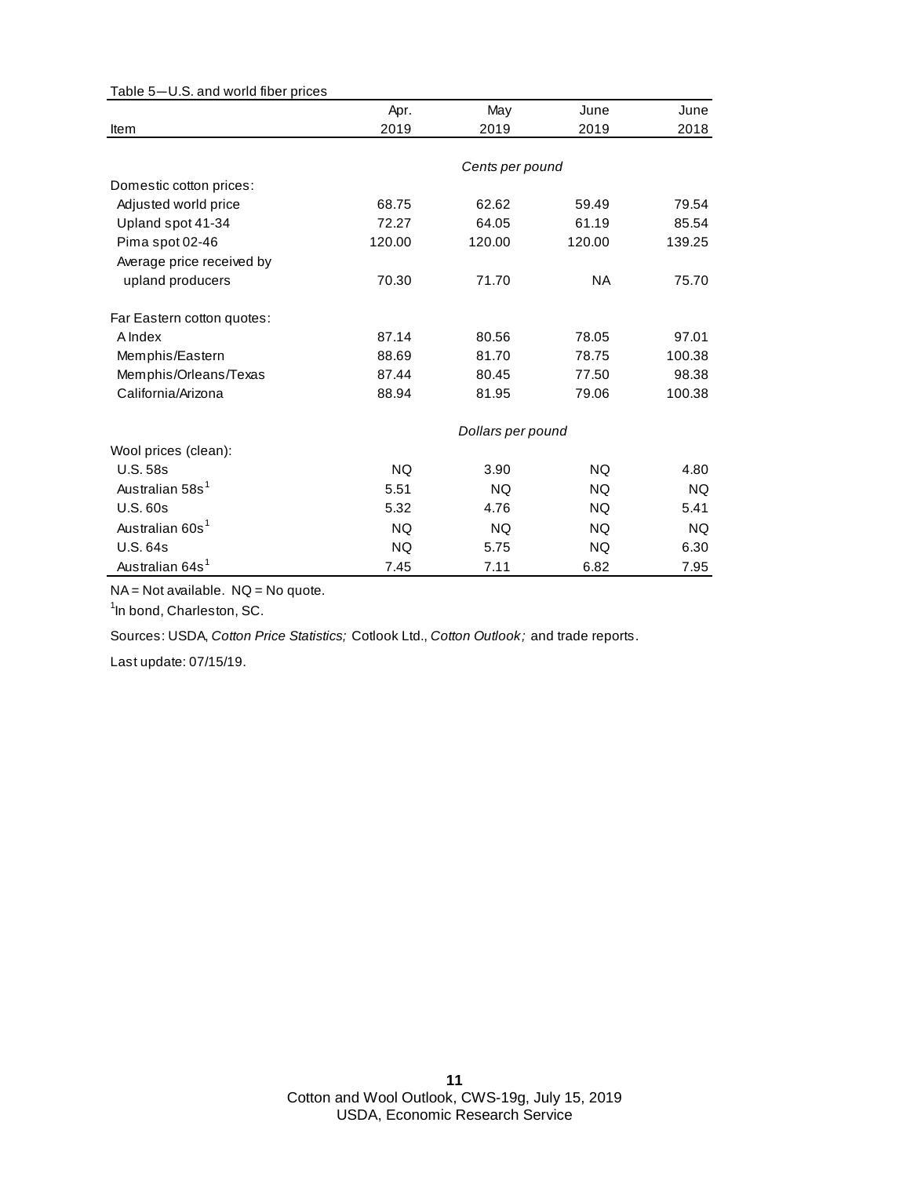Table 5—U.S. and world fiber prices

| Item | Apr. 2019 | May 2019 | June 2019 | June 2018 |
|---|---|---|---|---|
| | | *Cents per pound* | | |
| Domestic cotton prices: | | | | |
| Adjusted world price | 68.75 | 62.62 | 59.49 | 79.54 |
| Upland spot 41-34 | 72.27 | 64.05 | 61.19 | 85.54 |
| Pima spot 02-46 | 120.00 | 120.00 | 120.00 | 139.25 |
| Average price received by upland producers | 70.30 | 71.70 | NA | 75.70 |
| Far Eastern cotton quotes: | | | | |
| A Index | 87.14 | 80.56 | 78.05 | 97.01 |
| Memphis/Eastern | 88.69 | 81.70 | 78.75 | 100.38 |
| Memphis/Orleans/Texas | 87.44 | 80.45 | 77.50 | 98.38 |
| California/Arizona | 88.94 | 81.95 | 79.06 | 100.38 |
| | | *Dollars per pound* | | |
| Wool prices (clean): | | | | |
| U.S. 58s | NQ | 3.90 | NQ | 4.80 |
| Australian 58s[1] | 5.51 | NQ | NQ | NQ |
| U.S. 60s | 5.32 | 4.76 | NQ | 5.41 |
| Australian 60s[1] | NQ | NQ | NQ | NQ |
| U.S. 64s | NQ | 5.75 | NQ | 6.30 |
| Australian 64s[1] | 7.45 | 7.11 | 6.82 | 7.95 |

NA = Not available. NQ = No quote.

[1]In bond, Charleston, SC.

Sources: USDA, *Cotton Price Statistics;* Cotlook Ltd., *Cotton Outlook;* and trade reports.

Last update: 07/15/19.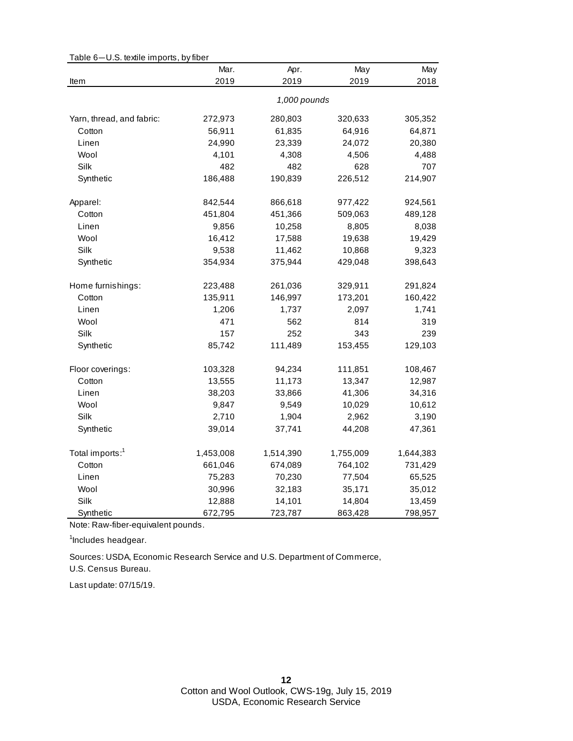Table 6—U.S. textile imports, by fiber

| Item | Mar. 2019 | Apr. 2019 | May 2019 | May 2018 |
|---|---|---|---|---|
| | | *1,000 pounds* | | |
| Yarn, thread, and fabric: | 272,973 | 280,803 | 320,633 | 305,352 |
| Cotton | 56,911 | 61,835 | 64,916 | 64,871 |
| Linen | 24,990 | 23,339 | 24,072 | 20,380 |
| Wool | 4,101 | 4,308 | 4,506 | 4,488 |
| Silk | 482 | 482 | 628 | 707 |
| Synthetic | 186,488 | 190,839 | 226,512 | 214,907 |
| Apparel: | 842,544 | 866,618 | 977,422 | 924,561 |
| Cotton | 451,804 | 451,366 | 509,063 | 489,128 |
| Linen | 9,856 | 10,258 | 8,805 | 8,038 |
| Wool | 16,412 | 17,588 | 19,638 | 19,429 |
| Silk | 9,538 | 11,462 | 10,868 | 9,323 |
| Synthetic | 354,934 | 375,944 | 429,048 | 398,643 |
| Home furnishings: | 223,488 | 261,036 | 329,911 | 291,824 |
| Cotton | 135,911 | 146,997 | 173,201 | 160,422 |
| Linen | 1,206 | 1,737 | 2,097 | 1,741 |
| Wool | 471 | 562 | 814 | 319 |
| Silk | 157 | 252 | 343 | 239 |
| Synthetic | 85,742 | 111,489 | 153,455 | 129,103 |
| Floor coverings: | 103,328 | 94,234 | 111,851 | 108,467 |
| Cotton | 13,555 | 11,173 | 13,347 | 12,987 |
| Linen | 38,203 | 33,866 | 41,306 | 34,316 |
| Wool | 9,847 | 9,549 | 10,029 | 10,612 |
| Silk | 2,710 | 1,904 | 2,962 | 3,190 |
| Synthetic | 39,014 | 37,741 | 44,208 | 47,361 |
| Total imports:[1] | 1,453,008 | 1,514,390 | 1,755,009 | 1,644,383 |
| Cotton | 661,046 | 674,089 | 764,102 | 731,429 |
| Linen | 75,283 | 70,230 | 77,504 | 65,525 |
| Wool | 30,996 | 32,183 | 35,171 | 35,012 |
| Silk | 12,888 | 14,101 | 14,804 | 13,459 |
| Synthetic | 672,795 | 723,787 | 863,428 | 798,957 |

Note: Raw-fiber-equivalent pounds.

[1]Includes headgear.

Sources: USDA, Economic Research Service and U.S. Department of Commerce, U.S. Census Bureau.

Last update: 07/15/19.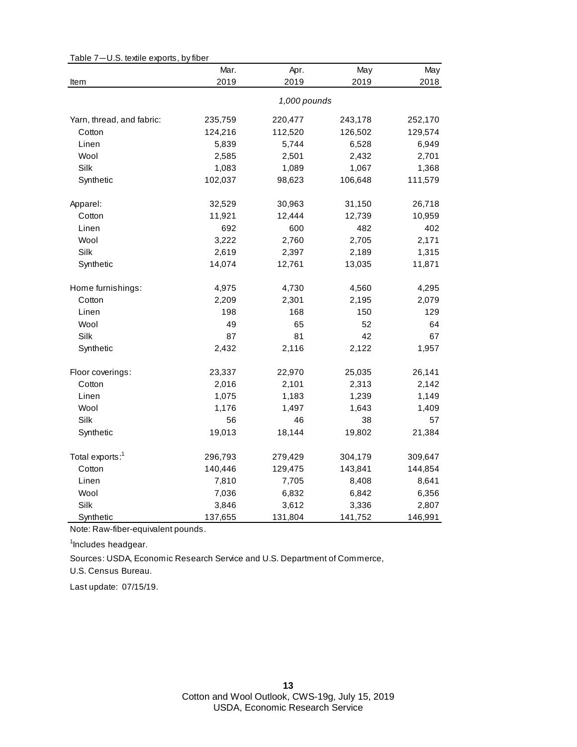Table 7—U.S. textile exports, by fiber

| Item | Mar. 2019 | Apr. 2019 | May 2019 | May 2018 |
|---|---|---|---|---|
| | *1,000 pounds* | | | |
| Yarn, thread, and fabric: | 235,759 | 220,477 | 243,178 | 252,170 |
| Cotton | 124,216 | 112,520 | 126,502 | 129,574 |
| Linen | 5,839 | 5,744 | 6,528 | 6,949 |
| Wool | 2,585 | 2,501 | 2,432 | 2,701 |
| Silk | 1,083 | 1,089 | 1,067 | 1,368 |
| Synthetic | 102,037 | 98,623 | 106,648 | 111,579 |
| Apparel: | 32,529 | 30,963 | 31,150 | 26,718 |
| Cotton | 11,921 | 12,444 | 12,739 | 10,959 |
| Linen | 692 | 600 | 482 | 402 |
| Wool | 3,222 | 2,760 | 2,705 | 2,171 |
| Silk | 2,619 | 2,397 | 2,189 | 1,315 |
| Synthetic | 14,074 | 12,761 | 13,035 | 11,871 |
| Home furnishings: | 4,975 | 4,730 | 4,560 | 4,295 |
| Cotton | 2,209 | 2,301 | 2,195 | 2,079 |
| Linen | 198 | 168 | 150 | 129 |
| Wool | 49 | 65 | 52 | 64 |
| Silk | 87 | 81 | 42 | 67 |
| Synthetic | 2,432 | 2,116 | 2,122 | 1,957 |
| Floor coverings: | 23,337 | 22,970 | 25,035 | 26,141 |
| Cotton | 2,016 | 2,101 | 2,313 | 2,142 |
| Linen | 1,075 | 1,183 | 1,239 | 1,149 |
| Wool | 1,176 | 1,497 | 1,643 | 1,409 |
| Silk | 56 | 46 | 38 | 57 |
| Synthetic | 19,013 | 18,144 | 19,802 | 21,384 |
| Total exports:[1] | 296,793 | 279,429 | 304,179 | 309,647 |
| Cotton | 140,446 | 129,475 | 143,841 | 144,854 |
| Linen | 7,810 | 7,705 | 8,408 | 8,641 |
| Wool | 7,036 | 6,832 | 6,842 | 6,356 |
| Silk | 3,846 | 3,612 | 3,336 | 2,807 |
| Synthetic | 137,655 | 131,804 | 141,752 | 146,991 |

Note: Raw-fiber-equivalent pounds.

[1]Includes headgear.

Sources: USDA, Economic Research Service and U.S. Department of Commerce, U.S. Census Bureau.

Last update: 07/15/19.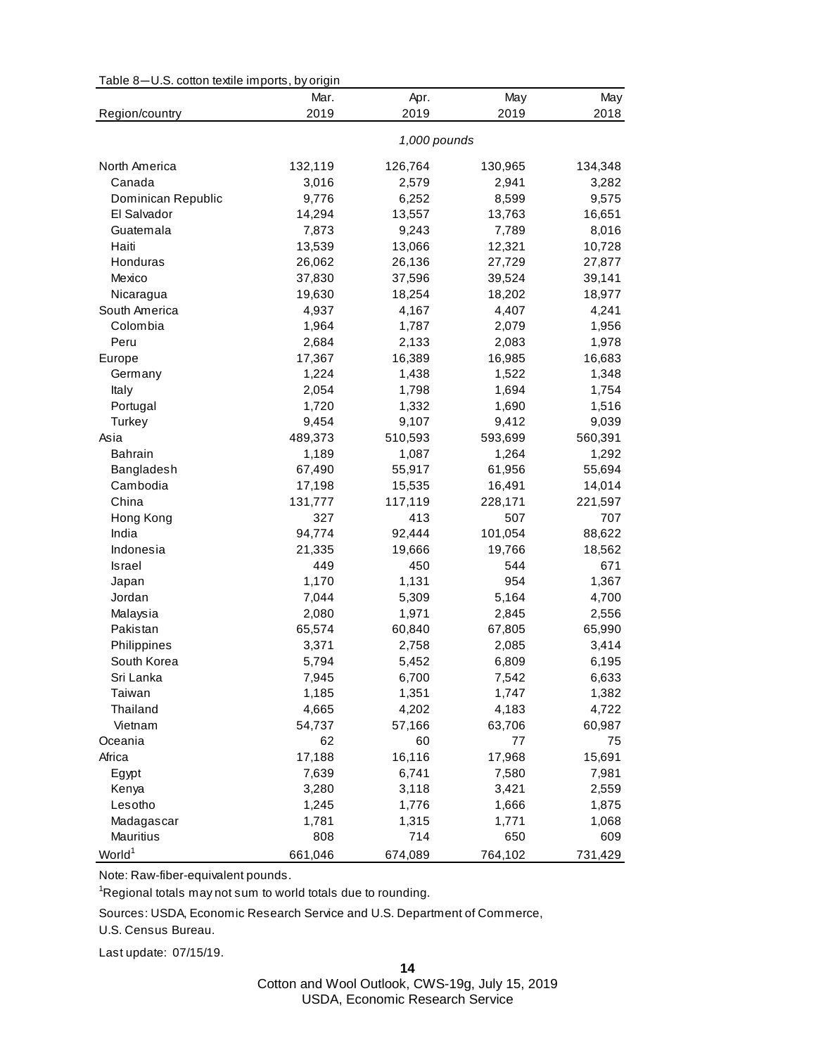Table 8—U.S. cotton textile imports, by origin

| Region/country | Mar. 2019 | Apr. 2019 | May 2019 | May 2018 |
|---|---|---|---|---|
| | *1,000 pounds* | | | |
| North America | 132,119 | 126,764 | 130,965 | 134,348 |
| Canada | 3,016 | 2,579 | 2,941 | 3,282 |
| Dominican Republic | 9,776 | 6,252 | 8,599 | 9,575 |
| El Salvador | 14,294 | 13,557 | 13,763 | 16,651 |
| Guatemala | 7,873 | 9,243 | 7,789 | 8,016 |
| Haiti | 13,539 | 13,066 | 12,321 | 10,728 |
| Honduras | 26,062 | 26,136 | 27,729 | 27,877 |
| Mexico | 37,830 | 37,596 | 39,524 | 39,141 |
| Nicaragua | 19,630 | 18,254 | 18,202 | 18,977 |
| South America | 4,937 | 4,167 | 4,407 | 4,241 |
| Colombia | 1,964 | 1,787 | 2,079 | 1,956 |
| Peru | 2,684 | 2,133 | 2,083 | 1,978 |
| Europe | 17,367 | 16,389 | 16,985 | 16,683 |
| Germany | 1,224 | 1,438 | 1,522 | 1,348 |
| Italy | 2,054 | 1,798 | 1,694 | 1,754 |
| Portugal | 1,720 | 1,332 | 1,690 | 1,516 |
| Turkey | 9,454 | 9,107 | 9,412 | 9,039 |
| Asia | 489,373 | 510,593 | 593,699 | 560,391 |
| Bahrain | 1,189 | 1,087 | 1,264 | 1,292 |
| Bangladesh | 67,490 | 55,917 | 61,956 | 55,694 |
| Cambodia | 17,198 | 15,535 | 16,491 | 14,014 |
| China | 131,777 | 117,119 | 228,171 | 221,597 |
| Hong Kong | 327 | 413 | 507 | 707 |
| India | 94,774 | 92,444 | 101,054 | 88,622 |
| Indonesia | 21,335 | 19,666 | 19,766 | 18,562 |
| Israel | 449 | 450 | 544 | 671 |
| Japan | 1,170 | 1,131 | 954 | 1,367 |
| Jordan | 7,044 | 5,309 | 5,164 | 4,700 |
| Malaysia | 2,080 | 1,971 | 2,845 | 2,556 |
| Pakistan | 65,574 | 60,840 | 67,805 | 65,990 |
| Philippines | 3,371 | 2,758 | 2,085 | 3,414 |
| South Korea | 5,794 | 5,452 | 6,809 | 6,195 |
| Sri Lanka | 7,945 | 6,700 | 7,542 | 6,633 |
| Taiwan | 1,185 | 1,351 | 1,747 | 1,382 |
| Thailand | 4,665 | 4,202 | 4,183 | 4,722 |
| Vietnam | 54,737 | 57,166 | 63,706 | 60,987 |
| Oceania | 62 | 60 | 77 | 75 |
| Africa | 17,188 | 16,116 | 17,968 | 15,691 |
| Egypt | 7,639 | 6,741 | 7,580 | 7,981 |
| Kenya | 3,280 | 3,118 | 3,421 | 2,559 |
| Lesotho | 1,245 | 1,776 | 1,666 | 1,875 |
| Madagascar | 1,781 | 1,315 | 1,771 | 1,068 |
| Mauritius | 808 | 714 | 650 | 609 |
| World[1] | 661,046 | 674,089 | 764,102 | 731,429 |

Note: Raw-fiber-equivalent pounds.

[1]Regional totals may not sum to world totals due to rounding.

Sources: USDA, Economic Research Service and U.S. Department of Commerce, U.S. Census Bureau.

Last update: 07/15/19.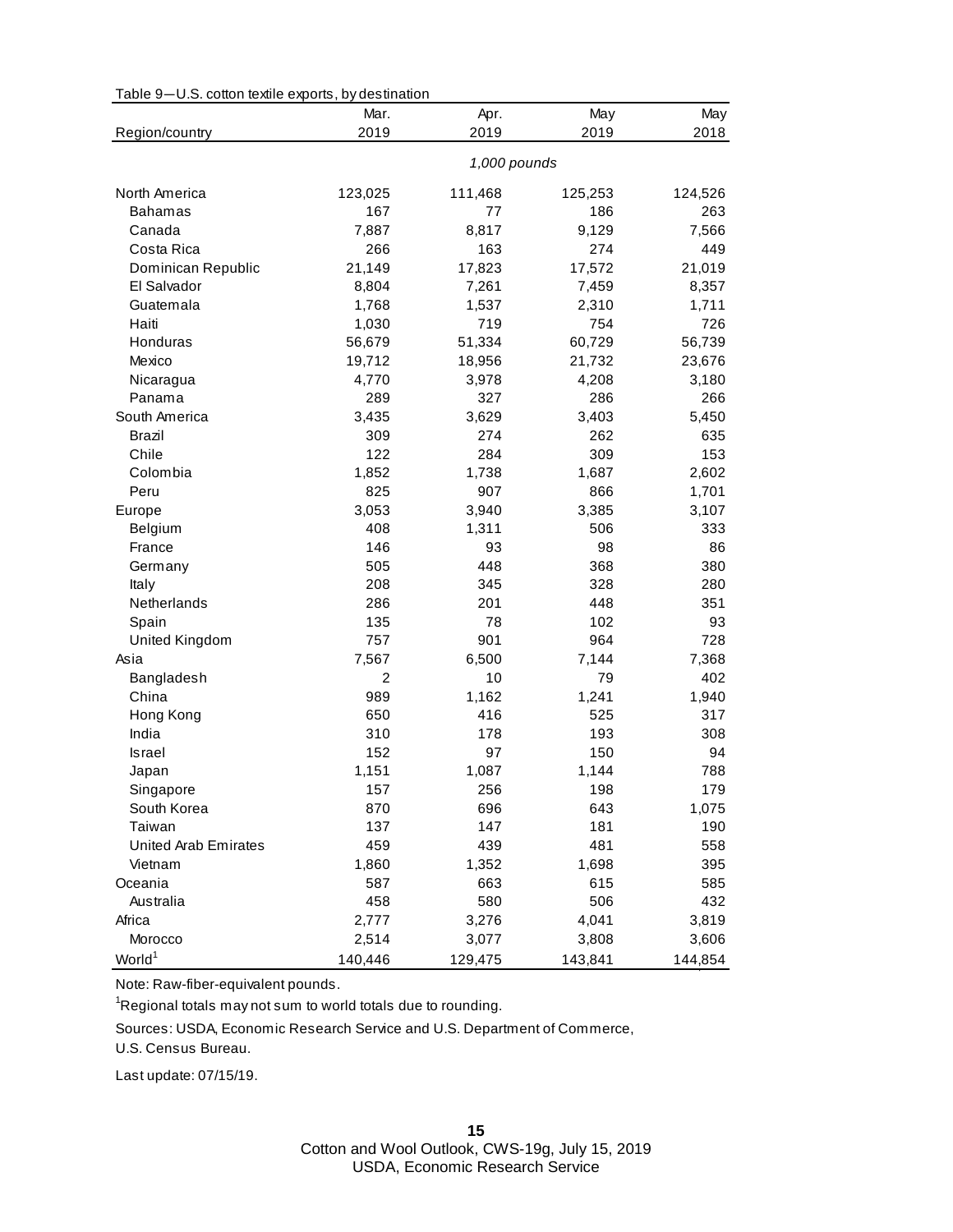Table 9—U.S. cotton textile exports, by destination

| Region/country | Mar. 2019 | Apr. 2019 | May 2019 | May 2018 |
|---|---|---|---|---|
| | *1,000 pounds* | | | |
| North America | 123,025 | 111,468 | 125,253 | 124,526 |
| Bahamas | 167 | 77 | 186 | 263 |
| Canada | 7,887 | 8,817 | 9,129 | 7,566 |
| Costa Rica | 266 | 163 | 274 | 449 |
| Dominican Republic | 21,149 | 17,823 | 17,572 | 21,019 |
| El Salvador | 8,804 | 7,261 | 7,459 | 8,357 |
| Guatemala | 1,768 | 1,537 | 2,310 | 1,711 |
| Haiti | 1,030 | 719 | 754 | 726 |
| Honduras | 56,679 | 51,334 | 60,729 | 56,739 |
| Mexico | 19,712 | 18,956 | 21,732 | 23,676 |
| Nicaragua | 4,770 | 3,978 | 4,208 | 3,180 |
| Panama | 289 | 327 | 286 | 266 |
| South America | 3,435 | 3,629 | 3,403 | 5,450 |
| Brazil | 309 | 274 | 262 | 635 |
| Chile | 122 | 284 | 309 | 153 |
| Colombia | 1,852 | 1,738 | 1,687 | 2,602 |
| Peru | 825 | 907 | 866 | 1,701 |
| Europe | 3,053 | 3,940 | 3,385 | 3,107 |
| Belgium | 408 | 1,311 | 506 | 333 |
| France | 146 | 93 | 98 | 86 |
| Germany | 505 | 448 | 368 | 380 |
| Italy | 208 | 345 | 328 | 280 |
| Netherlands | 286 | 201 | 448 | 351 |
| Spain | 135 | 78 | 102 | 93 |
| United Kingdom | 757 | 901 | 964 | 728 |
| Asia | 7,567 | 6,500 | 7,144 | 7,368 |
| Bangladesh | 2 | 10 | 79 | 402 |
| China | 989 | 1,162 | 1,241 | 1,940 |
| Hong Kong | 650 | 416 | 525 | 317 |
| India | 310 | 178 | 193 | 308 |
| Israel | 152 | 97 | 150 | 94 |
| Japan | 1,151 | 1,087 | 1,144 | 788 |
| Singapore | 157 | 256 | 198 | 179 |
| South Korea | 870 | 696 | 643 | 1,075 |
| Taiwan | 137 | 147 | 181 | 190 |
| United Arab Emirates | 459 | 439 | 481 | 558 |
| Vietnam | 1,860 | 1,352 | 1,698 | 395 |
| Oceania | 587 | 663 | 615 | 585 |
| Australia | 458 | 580 | 506 | 432 |
| Africa | 2,777 | 3,276 | 4,041 | 3,819 |
| Morocco | 2,514 | 3,077 | 3,808 | 3,606 |
| World[1] | 140,446 | 129,475 | 143,841 | 144,854 |

Note: Raw-fiber-equivalent pounds.

[1]Regional totals may not sum to world totals due to rounding.

Sources: USDA, Economic Research Service and U.S. Department of Commerce, U.S. Census Bureau.

Last update: 07/15/19.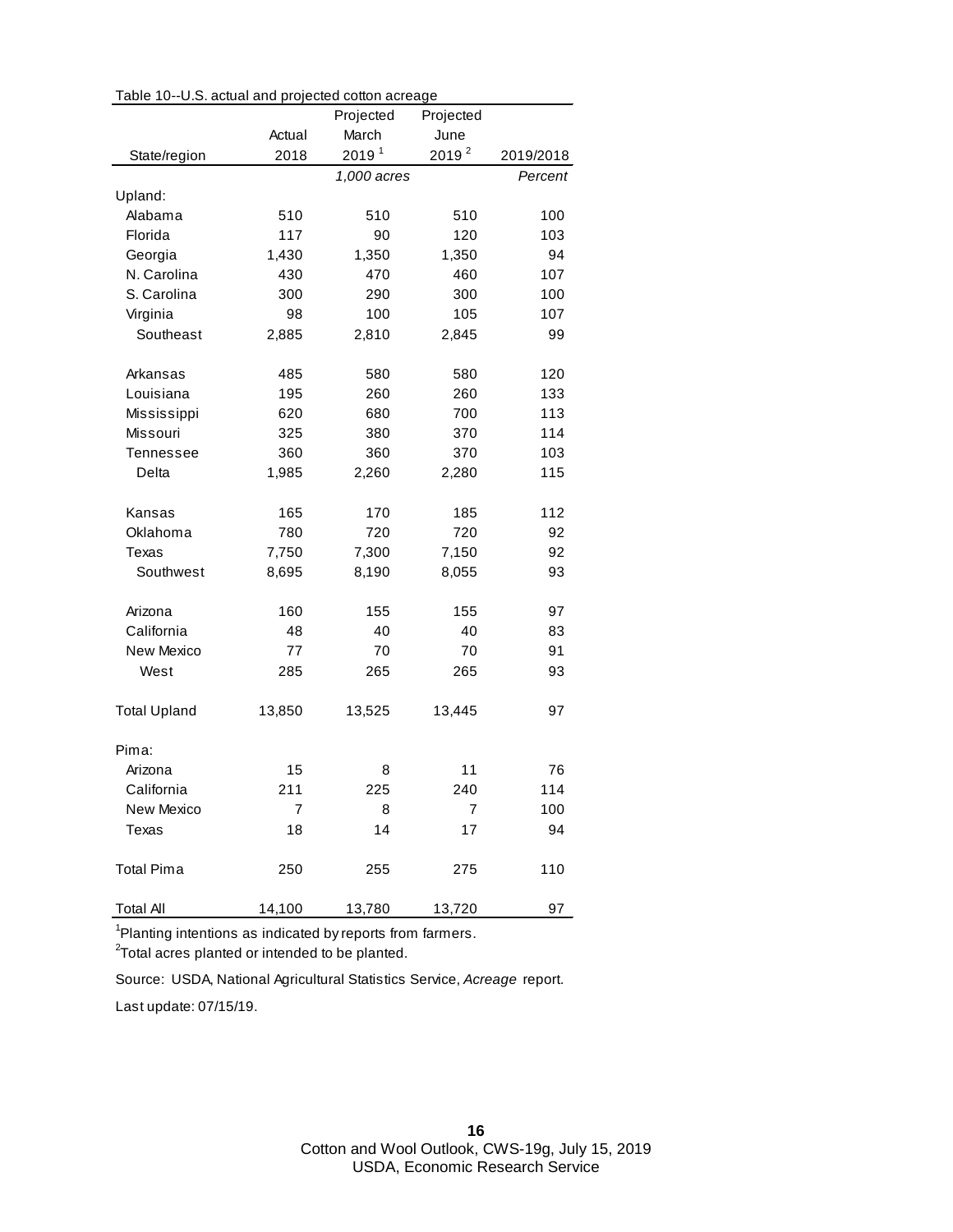Table 10--U.S. actual and projected cotton acreage

| State/region | Actual 2018 | Projected March 2019 [1] | Projected June 2019 [2] | 2019/2018 |
|---|---|---|---|---|
| | | *1,000 acres* | | *Percent* |
| Upland: | | | | |
| Alabama | 510 | 510 | 510 | 100 |
| Florida | 117 | 90 | 120 | 103 |
| Georgia | 1,430 | 1,350 | 1,350 | 94 |
| N. Carolina | 430 | 470 | 460 | 107 |
| S. Carolina | 300 | 290 | 300 | 100 |
| Virginia | 98 | 100 | 105 | 107 |
| Southeast | 2,885 | 2,810 | 2,845 | 99 |
| | | | | |
| Arkansas | 485 | 580 | 580 | 120 |
| Louisiana | 195 | 260 | 260 | 133 |
| Mississippi | 620 | 680 | 700 | 113 |
| Missouri | 325 | 380 | 370 | 114 |
| Tennessee | 360 | 360 | 370 | 103 |
| Delta | 1,985 | 2,260 | 2,280 | 115 |
| | | | | |
| Kansas | 165 | 170 | 185 | 112 |
| Oklahoma | 780 | 720 | 720 | 92 |
| Texas | 7,750 | 7,300 | 7,150 | 92 |
| Southwest | 8,695 | 8,190 | 8,055 | 93 |
| | | | | |
| Arizona | 160 | 155 | 155 | 97 |
| California | 48 | 40 | 40 | 83 |
| New Mexico | 77 | 70 | 70 | 91 |
| West | 285 | 265 | 265 | 93 |
| | | | | |
| Total Upland | 13,850 | 13,525 | 13,445 | 97 |
| | | | | |
| Pima: | | | | |
| Arizona | 15 | 8 | 11 | 76 |
| California | 211 | 225 | 240 | 114 |
| New Mexico | 7 | 8 | 7 | 100 |
| Texas | 18 | 14 | 17 | 94 |
| | | | | |
| Total Pima | 250 | 255 | 275 | 110 |
| | | | | |
| Total All | 14,100 | 13,780 | 13,720 | 97 |

[1]Planting intentions as indicated by reports from farmers.
[2]Total acres planted or intended to be planted.

Source: USDA, National Agricultural Statistics Service, *Acreage* report.

Last update: 07/15/19.